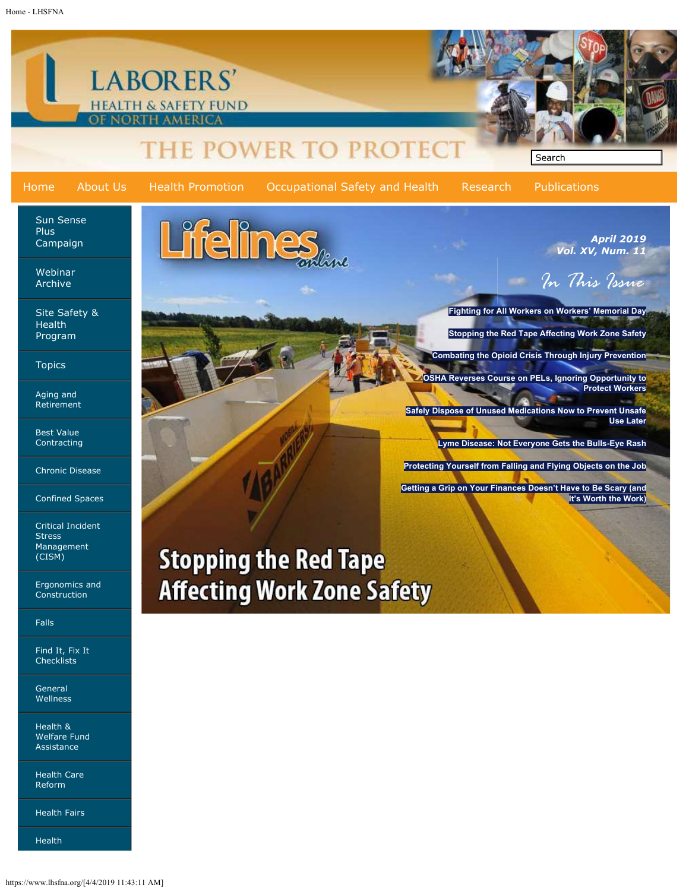# LABORERS' HEALTH & SAFETY FUND OF NORTH AMERICA

THE POWER TO PROTECT

Search

Home | About Us | Health Promotion | Occupational Safety and Health | Research | Publications

- Sun Sense Plus Campaign
- Webinar Archive
- Site Safety & Health Program
- Topics
- Aging and Retirement
- Best Value Contracting
- Chronic Disease
- Confined Spaces
- Critical Incident Stress Management (CISM)
- Ergonomics and Construction
- Falls
- Find It, Fix It Checklists
- General Wellness
- Health & Welfare Fund Assistance
- Health Care Reform
- Health Fairs
- Health

## Lifelines online

April 2019
Vol. XV, Num. 11

*In This Issue*

- Fighting for All Workers on Workers' Memorial Day
- Stopping the Red Tape Affecting Work Zone Safety
- Combating the Opioid Crisis Through Injury Prevention
- OSHA Reverses Course on PELs, Ignoring Opportunity to Protect Workers
- Safely Dispose of Unused Medications Now to Prevent Unsafe Use Later
- Lyme Disease: Not Everyone Gets the Bulls-Eye Rash
- Protecting Yourself from Falling and Flying Objects on the Job
- Getting a Grip on Your Finances Doesn't Have to Be Scary (and It's Worth the Work)

## Stopping the Red Tape Affecting Work Zone Safety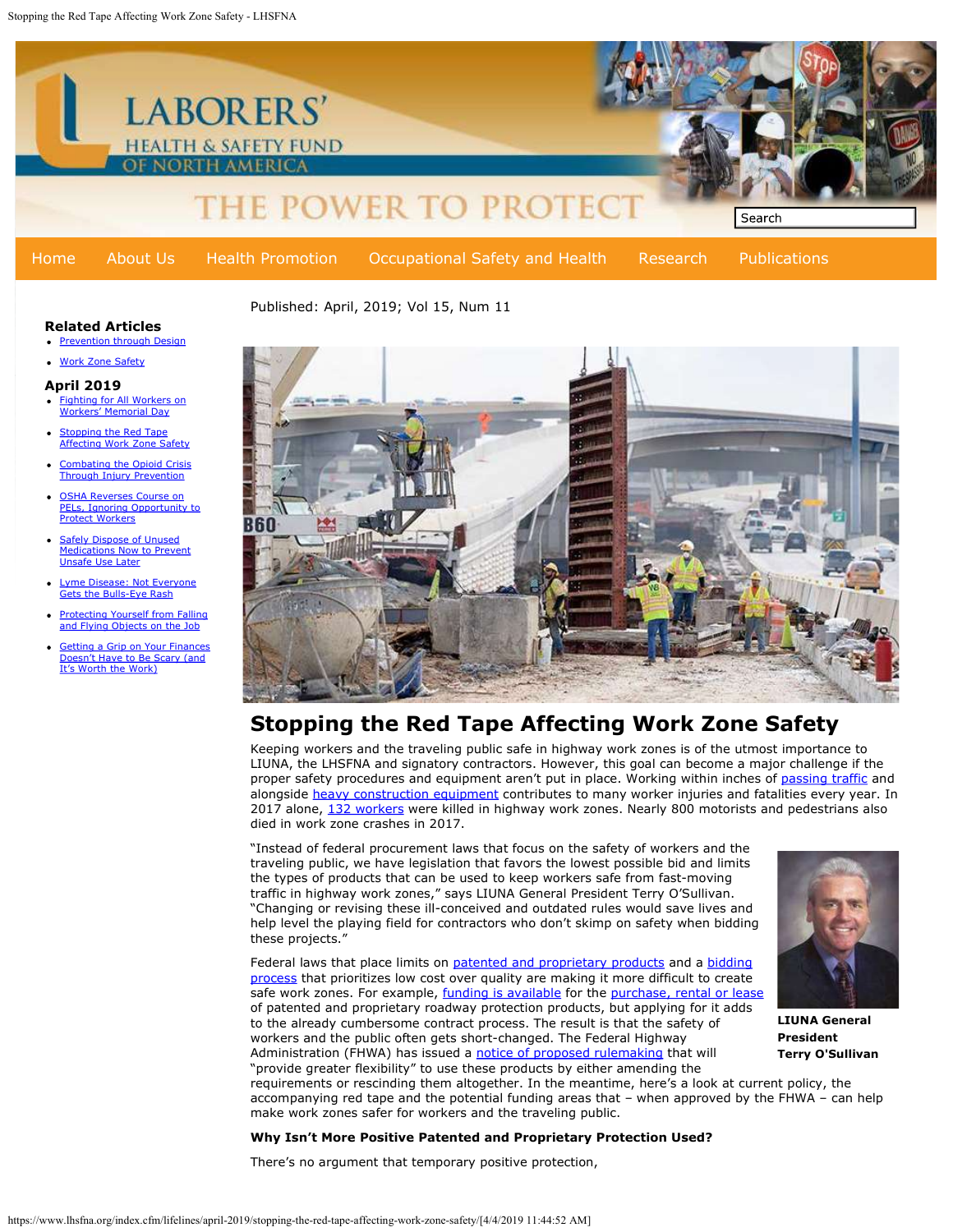Published: April, 2019; Vol 15, Num 11

**Related Articles**

- Prevention through Design
- Work Zone Safety

**April 2019**

- Fighting for All Workers on Workers' Memorial Day
- Stopping the Red Tape Affecting Work Zone Safety
- Combating the Opioid Crisis Through Injury Prevention
- OSHA Reverses Course on PELs, Ignoring Opportunity to Protect Workers
- Safely Dispose of Unused Medications Now to Prevent Unsafe Use Later
- Lyme Disease: Not Everyone Gets the Bulls-Eye Rash
- Protecting Yourself from Falling and Flying Objects on the Job
- Getting a Grip on Your Finances Doesn't Have to Be Scary (and It's Worth the Work)

# Stopping the Red Tape Affecting Work Zone Safety

Keeping workers and the traveling public safe in highway work zones is of the utmost importance to LIUNA, the LHSFNA and signatory contractors. However, this goal can become a major challenge if the proper safety procedures and equipment aren't put in place. Working within inches of passing traffic and alongside heavy construction equipment contributes to many worker injuries and fatalities every year. In 2017 alone, 132 workers were killed in highway work zones. Nearly 800 motorists and pedestrians also died in work zone crashes in 2017.

"Instead of federal procurement laws that focus on the safety of workers and the traveling public, we have legislation that favors the lowest possible bid and limits the types of products that can be used to keep workers safe from fast-moving traffic in highway work zones," says LIUNA General President Terry O'Sullivan. "Changing or revising these ill-conceived and outdated rules would save lives and help level the playing field for contractors who don't skimp on safety when bidding these projects."

**LIUNA General President Terry O'Sullivan**

Federal laws that place limits on patented and proprietary products and a bidding process that prioritizes low cost over quality are making it more difficult to create safe work zones. For example, funding is available for the purchase, rental or lease of patented and proprietary roadway protection products, but applying for it adds to the already cumbersome contract process. The result is that the safety of workers and the public often gets short-changed. The Federal Highway Administration (FHWA) has issued a notice of proposed rulemaking that will "provide greater flexibility" to use these products by either amending the requirements or rescinding them altogether. In the meantime, here's a look at current policy, the accompanying red tape and the potential funding areas that – when approved by the FHWA – can help make work zones safer for workers and the traveling public.

**Why Isn't More Positive Patented and Proprietary Protection Used?**

There's no argument that temporary positive protection,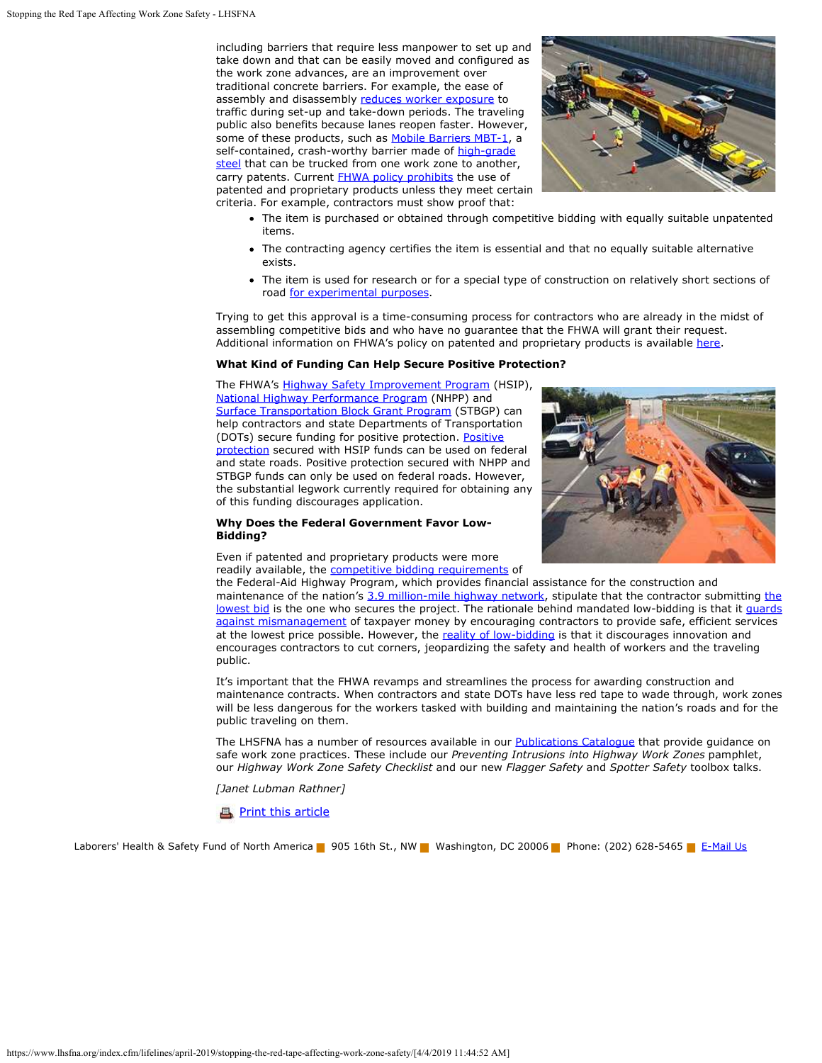including barriers that require less manpower to set up and take down and that can be easily moved and configured as the work zone advances, are an improvement over traditional concrete barriers. For example, the ease of assembly and disassembly reduces worker exposure to traffic during set-up and take-down periods. The traveling public also benefits because lanes reopen faster. However, some of these products, such as Mobile Barriers MBT-1, a self-contained, crash-worthy barrier made of high-grade steel that can be trucked from one work zone to another, carry patents. Current FHWA policy prohibits the use of patented and proprietary products unless they meet certain criteria. For example, contractors must show proof that:

- The item is purchased or obtained through competitive bidding with equally suitable unpatented items.
- The contracting agency certifies the item is essential and that no equally suitable alternative exists.
- The item is used for research or for a special type of construction on relatively short sections of road for experimental purposes.

Trying to get this approval is a time-consuming process for contractors who are already in the midst of assembling competitive bids and who have no guarantee that the FHWA will grant their request. Additional information on FHWA's policy on patented and proprietary products is available here.

**What Kind of Funding Can Help Secure Positive Protection?**

The FHWA's Highway Safety Improvement Program (HSIP), National Highway Performance Program (NHPP) and Surface Transportation Block Grant Program (STBGP) can help contractors and state Departments of Transportation (DOTs) secure funding for positive protection. Positive protection secured with HSIP funds can be used on federal and state roads. Positive protection secured with NHPP and STBGP funds can only be used on federal roads. However, the substantial legwork currently required for obtaining any of this funding discourages application.

**Why Does the Federal Government Favor Low-Bidding?**

Even if patented and proprietary products were more readily available, the competitive bidding requirements of the Federal-Aid Highway Program, which provides financial assistance for the construction and maintenance of the nation's 3.9 million-mile highway network, stipulate that the contractor submitting the lowest bid is the one who secures the project. The rationale behind mandated low-bidding is that it guards against mismanagement of taxpayer money by encouraging contractors to provide safe, efficient services at the lowest price possible. However, the reality of low-bidding is that it discourages innovation and encourages contractors to cut corners, jeopardizing the safety and health of workers and the traveling public.

It's important that the FHWA revamps and streamlines the process for awarding construction and maintenance contracts. When contractors and state DOTs have less red tape to wade through, work zones will be less dangerous for the workers tasked with building and maintaining the nation's roads and for the public traveling on them.

The LHSFNA has a number of resources available in our Publications Catalogue that provide guidance on safe work zone practices. These include our *Preventing Intrusions into Highway Work Zones* pamphlet, our *Highway Work Zone Safety Checklist* and our new *Flagger Safety* and *Spotter Safety* toolbox talks.

*[Janet Lubman Rathner]*

Print this article

Laborers' Health & Safety Fund of North America ■ 905 16th St., NW ■ Washington, DC 20006 ■ Phone: (202) 628-5465 ■ E-Mail Us